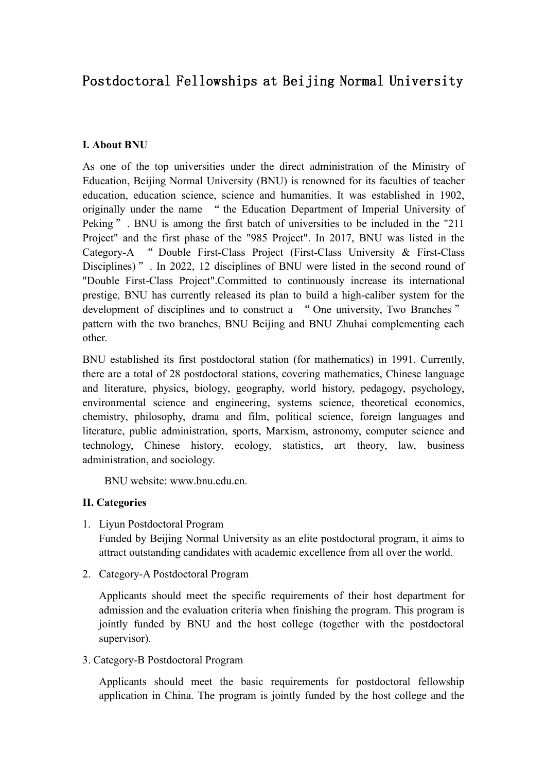# Postdoctoral Fellowships at Beijing Normal University

## I. About BNU

As one of the top universities under the direct administration of the Ministry of Education, Beijing Normal University (BNU) is renowned for its faculties of teacher education, education science, science and humanities. It was established in 1902, originally under the name "the Education Department of Imperial University of Peking". BNU is among the first batch of universities to be included in the "211 Project" and the first phase of the "985 Project". In 2017, BNU was listed in the Category-A "Double First-Class Project (First-Class University & First-Class Disciplines)". In 2022, 12 disciplines of BNU were listed in the second round of "Double First-Class Project".Committed to continuously increase its international prestige, BNU has currently released its plan to build a high-caliber system for the development of disciplines and to construct a "One university, Two Branches" pattern with the two branches, BNU Beijing and BNU Zhuhai complementing each other.

BNU established its first postdoctoral station (for mathematics) in 1991. Currently, there are a total of 28 postdoctoral stations, covering mathematics, Chinese language and literature, physics, biology, geography, world history, pedagogy, psychology, environmental science and engineering, systems science, theoretical economics, chemistry, philosophy, drama and film, political science, foreign languages and literature, public administration, sports, Marxism, astronomy, computer science and technology, Chinese history, ecology, statistics, art theory, law, business administration, and sociology.

BNU website: www.bnu.edu.cn.

## II. Categories

1. Liyun Postdoctoral Program
   Funded by Beijing Normal University as an elite postdoctoral program, it aims to attract outstanding candidates with academic excellence from all over the world.

2. Category-A Postdoctoral Program

   Applicants should meet the specific requirements of their host department for admission and the evaluation criteria when finishing the program. This program is jointly funded by BNU and the host college (together with the postdoctoral supervisor).

3. Category-B Postdoctoral Program

   Applicants should meet the basic requirements for postdoctoral fellowship application in China. The program is jointly funded by the host college and the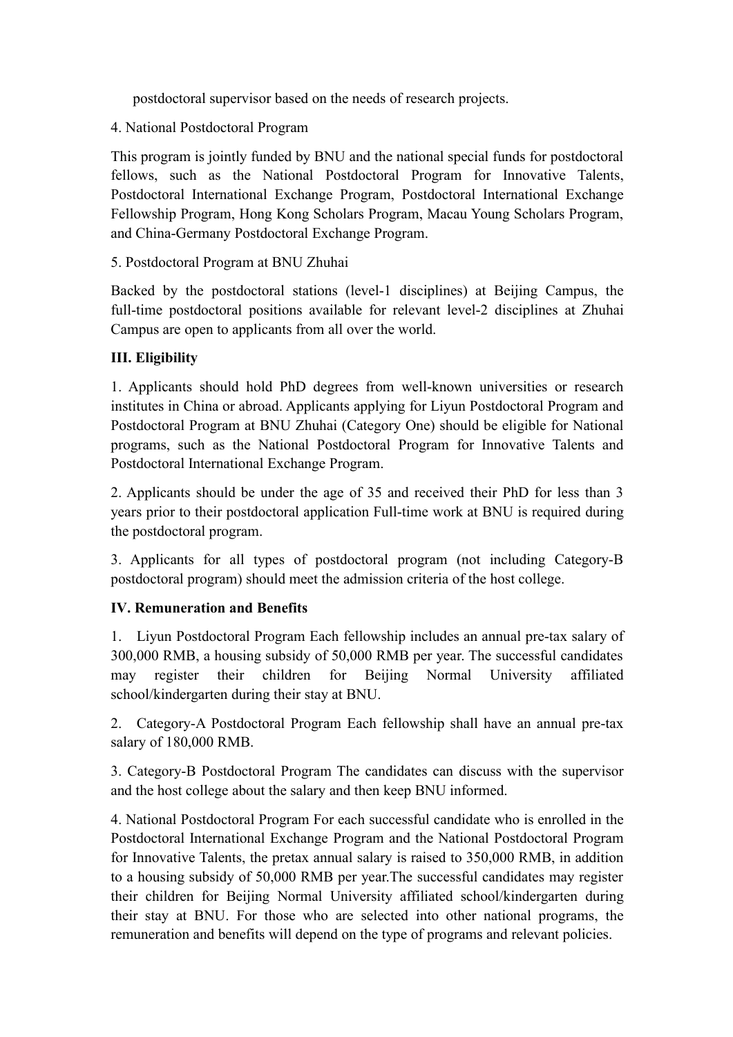postdoctoral supervisor based on the needs of research projects.

4. National Postdoctoral Program

This program is jointly funded by BNU and the national special funds for postdoctoral fellows, such as the National Postdoctoral Program for Innovative Talents, Postdoctoral International Exchange Program, Postdoctoral International Exchange Fellowship Program, Hong Kong Scholars Program, Macau Young Scholars Program, and China-Germany Postdoctoral Exchange Program.

5. Postdoctoral Program at BNU Zhuhai

Backed by the postdoctoral stations (level-1 disciplines) at Beijing Campus, the full-time postdoctoral positions available for relevant level-2 disciplines at Zhuhai Campus are open to applicants from all over the world.

**III. Eligibility**

1. Applicants should hold PhD degrees from well-known universities or research institutes in China or abroad. Applicants applying for Liyun Postdoctoral Program and Postdoctoral Program at BNU Zhuhai (Category One) should be eligible for National programs, such as the National Postdoctoral Program for Innovative Talents and Postdoctoral International Exchange Program.

2. Applicants should be under the age of 35 and received their PhD for less than 3 years prior to their postdoctoral application Full-time work at BNU is required during the postdoctoral program.

3. Applicants for all types of postdoctoral program (not including Category-B postdoctoral program) should meet the admission criteria of the host college.

**IV. Remuneration and Benefits**

1. Liyun Postdoctoral Program Each fellowship includes an annual pre-tax salary of 300,000 RMB, a housing subsidy of 50,000 RMB per year. The successful candidates may register their children for Beijing Normal University affiliated school/kindergarten during their stay at BNU.

2. Category-A Postdoctoral Program Each fellowship shall have an annual pre-tax salary of 180,000 RMB.

3. Category-B Postdoctoral Program The candidates can discuss with the supervisor and the host college about the salary and then keep BNU informed.

4. National Postdoctoral Program For each successful candidate who is enrolled in the Postdoctoral International Exchange Program and the National Postdoctoral Program for Innovative Talents, the pretax annual salary is raised to 350,000 RMB, in addition to a housing subsidy of 50,000 RMB per year.The successful candidates may register their children for Beijing Normal University affiliated school/kindergarten during their stay at BNU. For those who are selected into other national programs, the remuneration and benefits will depend on the type of programs and relevant policies.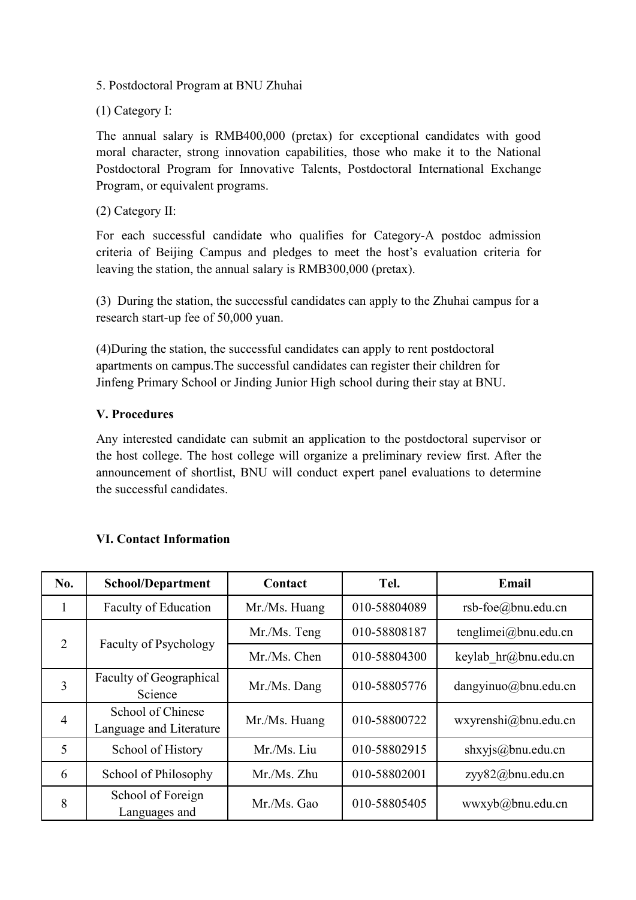5. Postdoctoral Program at BNU Zhuhai

(1) Category I:

The annual salary is RMB400,000 (pretax) for exceptional candidates with good moral character, strong innovation capabilities, those who make it to the National Postdoctoral Program for Innovative Talents, Postdoctoral International Exchange Program, or equivalent programs.

(2) Category II:

For each successful candidate who qualifies for Category-A postdoc admission criteria of Beijing Campus and pledges to meet the host's evaluation criteria for leaving the station, the annual salary is RMB300,000 (pretax).

(3) During the station, the successful candidates can apply to the Zhuhai campus for a research start-up fee of 50,000 yuan.

(4)During the station, the successful candidates can apply to rent postdoctoral apartments on campus.The successful candidates can register their children for Jinfeng Primary School or Jinding Junior High school during their stay at BNU.

## V. Procedures

Any interested candidate can submit an application to the postdoctoral supervisor or the host college. The host college will organize a preliminary review first. After the announcement of shortlist, BNU will conduct expert panel evaluations to determine the successful candidates.

## VI. Contact Information

| No. | School/Department | Contact | Tel. | Email |
|---|---|---|---|---|
| 1 | Faculty of Education | Mr./Ms. Huang | 010-58804089 | rsb-foe@bnu.edu.cn |
| 2 | Faculty of Psychology | Mr./Ms. Teng | 010-58808187 | tenglimei@bnu.edu.cn |
| | | Mr./Ms. Chen | 010-58804300 | keylab_hr@bnu.edu.cn |
| 3 | Faculty of Geographical Science | Mr./Ms. Dang | 010-58805776 | dangyinuo@bnu.edu.cn |
| 4 | School of Chinese Language and Literature | Mr./Ms. Huang | 010-58800722 | wxyrenshi@bnu.edu.cn |
| 5 | School of History | Mr./Ms. Liu | 010-58802915 | shxyjs@bnu.edu.cn |
| 6 | School of Philosophy | Mr./Ms. Zhu | 010-58802001 | zyy82@bnu.edu.cn |
| 8 | School of Foreign Languages and | Mr./Ms. Gao | 010-58805405 | wwxyb@bnu.edu.cn |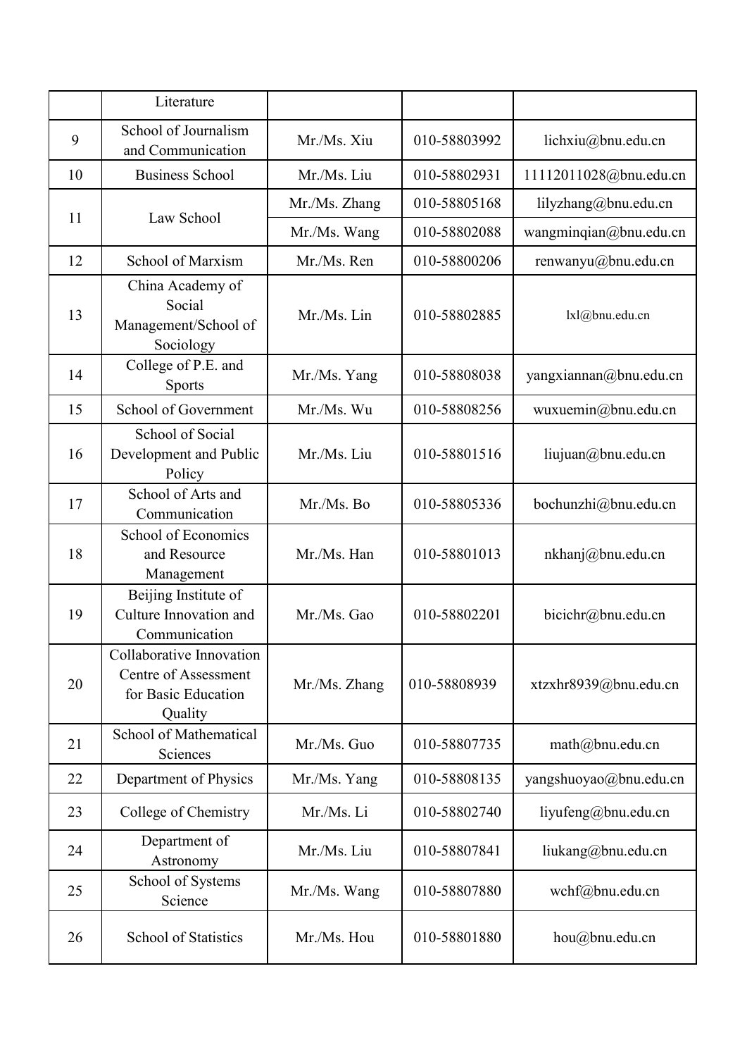| | Literature | | | |
|---|---|---|---|---|
| 9 | School of Journalism and Communication | Mr./Ms. Xiu | 010-58803992 | lichxiu@bnu.edu.cn |
| 10 | Business School | Mr./Ms. Liu | 010-58802931 | 11112011028@bnu.edu.cn |
| 11 | Law School | Mr./Ms. Zhang | 010-58805168 | lilyzhang@bnu.edu.cn |
| | | Mr./Ms. Wang | 010-58802088 | wangminqian@bnu.edu.cn |
| 12 | School of Marxism | Mr./Ms. Ren | 010-58800206 | renwanyu@bnu.edu.cn |
| 13 | China Academy of Social Management/School of Sociology | Mr./Ms. Lin | 010-58802885 | lxl@bnu.edu.cn |
| 14 | College of P.E. and Sports | Mr./Ms. Yang | 010-58808038 | yangxiannan@bnu.edu.cn |
| 15 | School of Government | Mr./Ms. Wu | 010-58808256 | wuxuemin@bnu.edu.cn |
| 16 | School of Social Development and Public Policy | Mr./Ms. Liu | 010-58801516 | liujuan@bnu.edu.cn |
| 17 | School of Arts and Communication | Mr./Ms. Bo | 010-58805336 | bochunzhi@bnu.edu.cn |
| 18 | School of Economics and Resource Management | Mr./Ms. Han | 010-58801013 | nkhanj@bnu.edu.cn |
| 19 | Beijing Institute of Culture Innovation and Communication | Mr./Ms. Gao | 010-58802201 | bicichr@bnu.edu.cn |
| 20 | Collaborative Innovation Centre of Assessment for Basic Education Quality | Mr./Ms. Zhang | 010-58808939 | xtzxhr8939@bnu.edu.cn |
| 21 | School of Mathematical Sciences | Mr./Ms. Guo | 010-58807735 | math@bnu.edu.cn |
| 22 | Department of Physics | Mr./Ms. Yang | 010-58808135 | yangshuoyao@bnu.edu.cn |
| 23 | College of Chemistry | Mr./Ms. Li | 010-58802740 | liyufeng@bnu.edu.cn |
| 24 | Department of Astronomy | Mr./Ms. Liu | 010-58807841 | liukang@bnu.edu.cn |
| 25 | School of Systems Science | Mr./Ms. Wang | 010-58807880 | wchf@bnu.edu.cn |
| 26 | School of Statistics | Mr./Ms. Hou | 010-58801880 | hou@bnu.edu.cn |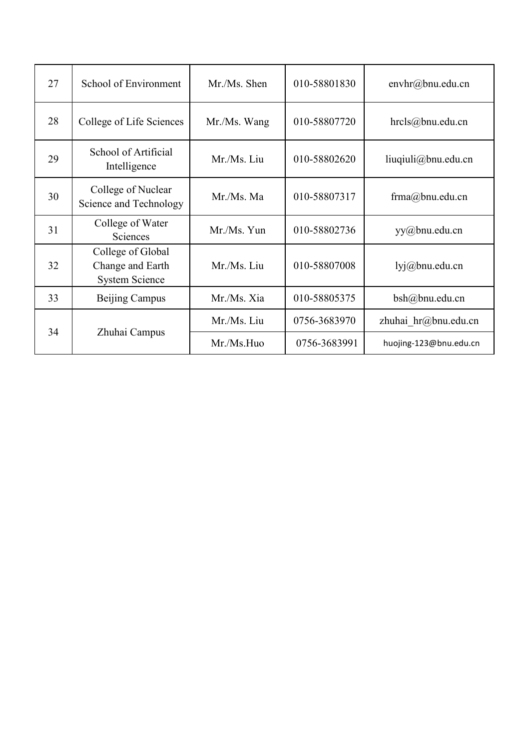| | | | | |
|---|---|---|---|---|
| 27 | School of Environment | Mr./Ms. Shen | 010-58801830 | envhr@bnu.edu.cn |
| 28 | College of Life Sciences | Mr./Ms. Wang | 010-58807720 | hrcls@bnu.edu.cn |
| 29 | School of Artificial Intelligence | Mr./Ms. Liu | 010-58802620 | liuqiuli@bnu.edu.cn |
| 30 | College of Nuclear Science and Technology | Mr./Ms. Ma | 010-58807317 | frma@bnu.edu.cn |
| 31 | College of Water Sciences | Mr./Ms. Yun | 010-58802736 | yy@bnu.edu.cn |
| 32 | College of Global Change and Earth System Science | Mr./Ms. Liu | 010-58807008 | lyj@bnu.edu.cn |
| 33 | Beijing Campus | Mr./Ms. Xia | 010-58805375 | bsh@bnu.edu.cn |
| 34 | Zhuhai Campus | Mr./Ms. Liu | 0756-3683970 | zhuhai_hr@bnu.edu.cn |
| | | Mr./Ms.Huo | 0756-3683991 | huojing-123@bnu.edu.cn |